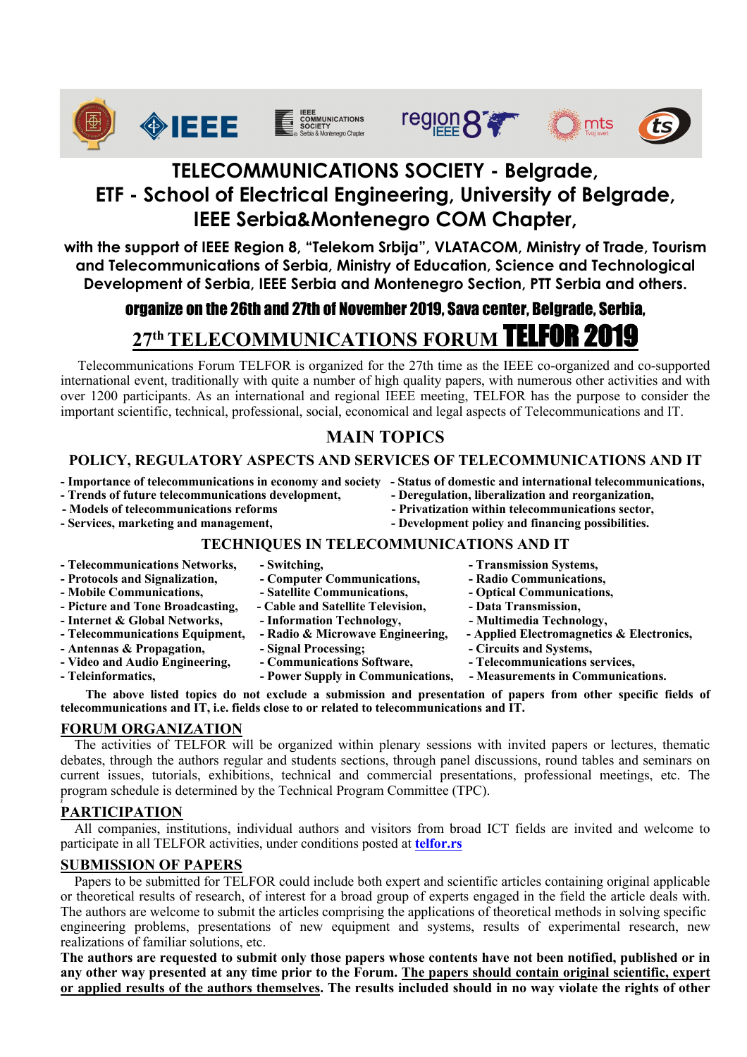# TELECOMMUNICATIONS SOCIETY - Belgrade, ETF - School of Electrical Engineering, University of Belgrade, IEEE Serbia&Montenegro COM Chapter,

**with the support of IEEE Region 8, "Telekom Srbija", VLATACOM, Ministry of Trade, Tourism and Telecommunications of Serbia, Ministry of Education, Science and Technological Development of Serbia, IEEE Serbia and Montenegro Section, PTT Serbia and others.**

**organize on the 26th and 27th of November 2019, Sava center, Belgrade, Serbia,**

# 27th TELECOMMUNICATIONS FORUM TELFOR 2019

Telecommunications Forum TELFOR is organized for the 27th time as the IEEE co-organized and co-supported international event, traditionally with quite a number of high quality papers, with numerous other activities and with over 1200 participants. As an international and regional IEEE meeting, TELFOR has the purpose to consider the important scientific, technical, professional, social, economical and legal aspects of Telecommunications and IT.

## MAIN TOPICS

### POLICY, REGULATORY ASPECTS AND SERVICES OF TELECOMMUNICATIONS AND IT

- **Importance of telecommunications in economy and society**
- **Trends of future telecommunications development,**
- **Models of telecommunications reforms**
- **Services, marketing and management,**
- **Status of domestic and international telecommunications,**
- **Deregulation, liberalization and reorganization,**
- **Privatization within telecommunications sector,**
- **Development policy and financing possibilities.**

### TECHNIQUES IN TELECOMMUNICATIONS AND IT

- **Telecommunications Networks,**
- **Protocols and Signalization,**
- **Mobile Communications,**
- **Picture and Tone Broadcasting,**
- **Internet & Global Networks,**
- **Telecommunications Equipment,**
- **Antennas & Propagation,**
- **Video and Audio Engineering,**
- **Teleinformatics,**
- **Switching,**
- **Computer Communications,**
- **Satellite Communications,**
- **Cable and Satellite Television,**
- **Information Technology,**
- **Radio & Microwave Engineering,**
- **Signal Processing;**
- **Communications Software,**
- **Power Supply in Communications,**
- **Transmission Systems,**
- **Radio Communications,**
- **Optical Communications,**
- **Data Transmission,**
- **Multimedia Technology,**
- **Applied Electromagnetics & Electronics,**
- **Circuits and Systems,**
- **Telecommunications services,**
- **Measurements in Communications.**

**The above listed topics do not exclude a submission and presentation of papers from other specific fields of telecommunications and IT, i.e. fields close to or related to telecommunications and IT.**

## FORUM ORGANIZATION

The activities of TELFOR will be organized within plenary sessions with invited papers or lectures, thematic debates, through the authors regular and students sections, through panel discussions, round tables and seminars on current issues, tutorials, exhibitions, technical and commercial presentations, professional meetings, etc. The program schedule is determined by the Technical Program Committee (TPC).

## PARTICIPATION

All companies, institutions, individual authors and visitors from broad ICT fields are invited and welcome to participate in all TELFOR activities, under conditions posted at **telfor.rs**

## SUBMISSION OF PAPERS

Papers to be submitted for TELFOR could include both expert and scientific articles containing original applicable or theoretical results of research, of interest for a broad group of experts engaged in the field the article deals with. The authors are welcome to submit the articles comprising the applications of theoretical methods in solving specific engineering problems, presentations of new equipment and systems, results of experimental research, new realizations of familiar solutions, etc.

**The authors are requested to submit only those papers whose contents have not been notified, published or in any other way presented at any time prior to the Forum. The papers should contain original scientific, expert or applied results of the authors themselves. The results included should in no way violate the rights of other**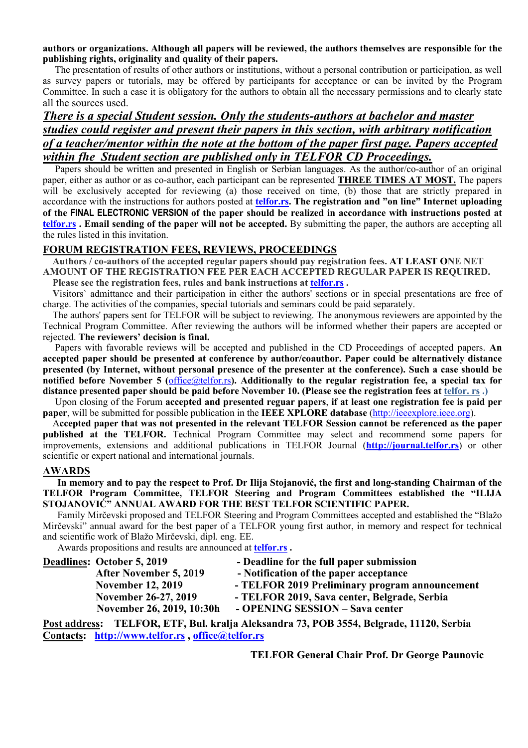**authors or organizations. Although all papers will be reviewed, the authors themselves are responsible for the publishing rights, originality and quality of their papers.**

The presentation of results of other authors or institutions, without a personal contribution or participation, as well as survey papers or tutorials, may be offered by participants for acceptance or can be invited by the Program Committee. In such a case it is obligatory for the authors to obtain all the necessary permissions and to clearly state all the sources used.

***There is a special Student session. Only the students-authors at bachelor and master studies could register and present their papers in this section, with arbitrary notification of a teacher/mentor within the note at the bottom of the paper first page. Papers accepted within the Student section are published only in TELFOR CD Proceedings.***

Papers should be written and presented in English or Serbian languages. As the author/co-author of an original paper, either as author or as co-author, each participant can be represented **THREE TIMES AT MOST.** The papers will be exclusively accepted for reviewing (a) those received on time, (b) those that are strictly prepared in accordance with the instructions for authors posted at **telfor.rs**. **The registration and "on line" Internet uploading of the FINAL ELECTRONIC VERSION of the paper should be realized in accordance with instructions posted at telfor.rs . Email sending of the paper will not be accepted.** By submitting the paper, the authors are accepting all the rules listed in this invitation.

## FORUM REGISTRATION FEES, REVIEWS, PROCEEDINGS

**Authors / co-authors of the accepted regular papers should pay registration fees. AT LEAST ONE NET AMOUNT OF THE REGISTRATION FEE PER EACH ACCEPTED REGULAR PAPER IS REQUIRED. Please see the registration fees, rules and bank instructions at telfor.rs .**

Visitors` admittance and their participation in either the authors' sections or in special presentations are free of charge. The activities of the companies, special tutorials and seminars could be paid separately.

The authors' papers sent for TELFOR will be subject to reviewing. The anonymous reviewers are appointed by the Technical Program Committee. After reviewing the authors will be informed whether their papers are accepted or rejected. **The reviewers' decision is final.**

Papers with favorable reviews will be accepted and published in the CD Proceedings of accepted papers. **An accepted paper should be presented at conference by author/coauthor. Paper could be alternatively distance presented (by Internet, without personal presence of the presenter at the conference). Such a case should be notified before November 5 (**office@telfor.rs**). Additionally to the regular registration fee, a special tax for distance presented paper should be paid before November 10. (Please see the registration fees at telfor. rs .)**

Upon closing of the Forum **accepted and presented reguar papers**, **if at least one registration fee is paid per paper**, will be submitted for possible publication in the **IEEE XPLORE database** (http://ieeexplore.ieee.org).

**Accepted paper that was not presented in the relevant TELFOR Session cannot be referenced as the paper published at the TELFOR.** Technical Program Committee may select and recommend some papers for improvements, extensions and additional publications in TELFOR Journal (**http://journal.telfor.rs**) or other scientific or expert national and international journals.

## AWARDS

**In memory and to pay the respect to Prof. Dr Ilija Stojanović, the first and long-standing Chairman of the TELFOR Program Committee, TELFOR Steering and Program Committees established the "ILIJA STOJANOVIĆ" ANNUAL AWARD FOR THE BEST TELFOR SCIENTIFIC PAPER.**

Family Mirčevski proposed and TELFOR Steering and Program Committees accepted and established the "Blažo Mirčevski" annual award for the best paper of a TELFOR young first author, in memory and respect for technical and scientific work of Blažo Mirčevski, dipl. eng. EE.

Awards propositions and results are announced at **telfor.rs** .

| | | |
|---|---|---|
| **Deadlines:** | **October 5, 2019** | **- Deadline for the full paper submission** |
| | **After November 5, 2019** | **- Notification of the paper acceptance** |
| | **November 12, 2019** | **- TELFOR 2019 Preliminary program announcement** |
| | **November 26-27, 2019** | **- TELFOR 2019, Sava center, Belgrade, Serbia** |
| | **November 26, 2019, 10:30h** | **- OPENING SESSION – Sava center** |

**Post address: TELFOR, ETF, Bul. kralja Aleksandra 73, POB 3554, Belgrade, 11120, Serbia**
**Contacts: http://www.telfor.rs , office@telfor.rs**

**TELFOR General Chair Prof. Dr George Paunovic**